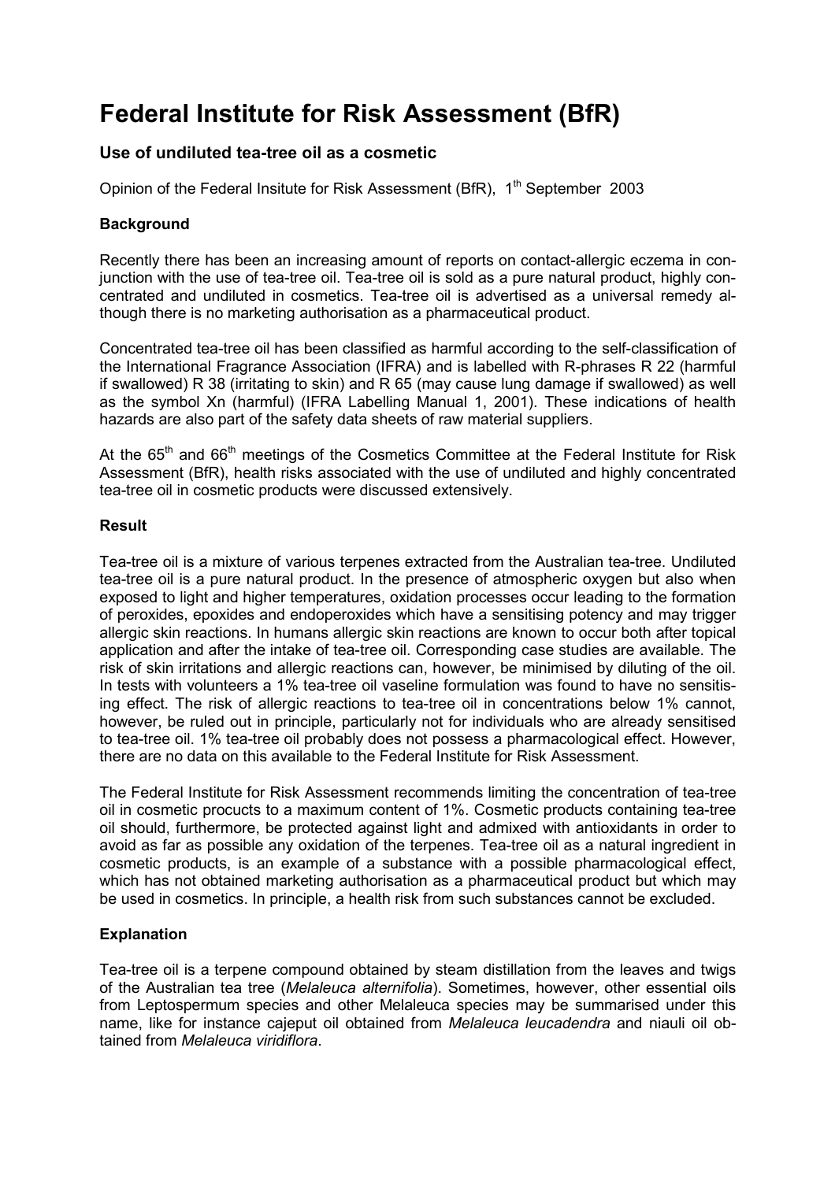# Federal Institute for Risk Assessment (BfR)

## Use of undiluted tea-tree oil as a cosmetic

Opinion of the Federal Insitute for Risk Assessment (BfR), 1th September 2003

### Background

Recently there has been an increasing amount of reports on contact-allergic eczema in conjunction with the use of tea-tree oil. Tea-tree oil is sold as a pure natural product, highly concentrated and undiluted in cosmetics. Tea-tree oil is advertised as a universal remedy although there is no marketing authorisation as a pharmaceutical product.

Concentrated tea-tree oil has been classified as harmful according to the self-classification of the International Fragrance Association (IFRA) and is labelled with R-phrases R 22 (harmful if swallowed) R 38 (irritating to skin) and R 65 (may cause lung damage if swallowed) as well as the symbol Xn (harmful) (IFRA Labelling Manual 1, 2001). These indications of health hazards are also part of the safety data sheets of raw material suppliers.

At the 65th and 66th meetings of the Cosmetics Committee at the Federal Institute for Risk Assessment (BfR), health risks associated with the use of undiluted and highly concentrated tea-tree oil in cosmetic products were discussed extensively.

### Result

Tea-tree oil is a mixture of various terpenes extracted from the Australian tea-tree. Undiluted tea-tree oil is a pure natural product. In the presence of atmospheric oxygen but also when exposed to light and higher temperatures, oxidation processes occur leading to the formation of peroxides, epoxides and endoperoxides which have a sensitising potency and may trigger allergic skin reactions. In humans allergic skin reactions are known to occur both after topical application and after the intake of tea-tree oil. Corresponding case studies are available. The risk of skin irritations and allergic reactions can, however, be minimised by diluting of the oil. In tests with volunteers a 1% tea-tree oil vaseline formulation was found to have no sensitising effect. The risk of allergic reactions to tea-tree oil in concentrations below 1% cannot, however, be ruled out in principle, particularly not for individuals who are already sensitised to tea-tree oil. 1% tea-tree oil probably does not possess a pharmacological effect. However, there are no data on this available to the Federal Institute for Risk Assessment.

The Federal Institute for Risk Assessment recommends limiting the concentration of tea-tree oil in cosmetic procucts to a maximum content of 1%. Cosmetic products containing tea-tree oil should, furthermore, be protected against light and admixed with antioxidants in order to avoid as far as possible any oxidation of the terpenes. Tea-tree oil as a natural ingredient in cosmetic products, is an example of a substance with a possible pharmacological effect, which has not obtained marketing authorisation as a pharmaceutical product but which may be used in cosmetics. In principle, a health risk from such substances cannot be excluded.

### Explanation

Tea-tree oil is a terpene compound obtained by steam distillation from the leaves and twigs of the Australian tea tree (*Melaleuca alternifolia*). Sometimes, however, other essential oils from Leptospermum species and other Melaleuca species may be summarised under this name, like for instance cajeput oil obtained from *Melaleuca leucadendra* and niauli oil obtained from *Melaleuca viridiflora*.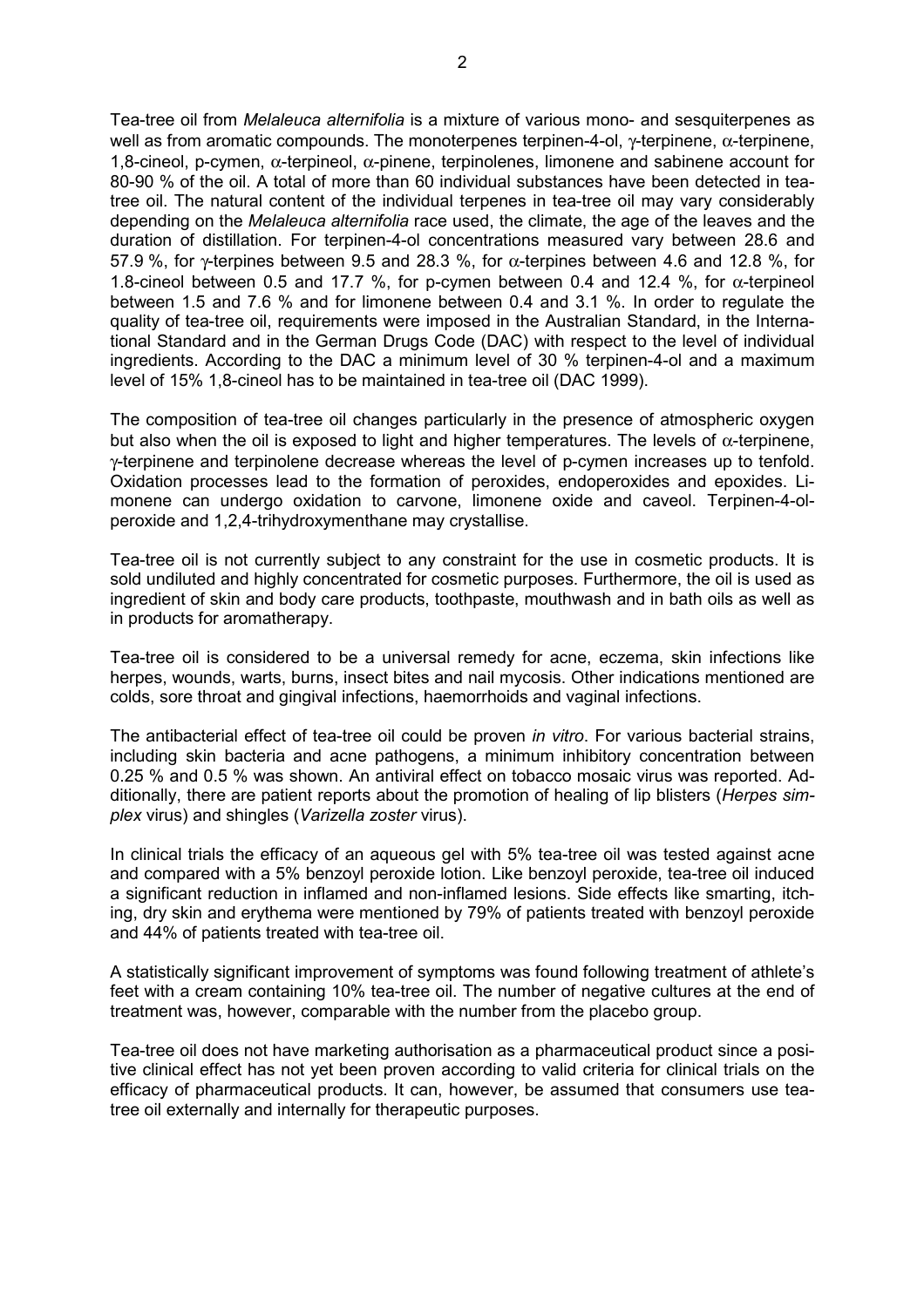Tea-tree oil from *Melaleuca alternifolia* is a mixture of various mono- and sesquiterpenes as well as from aromatic compounds. The monoterpenes terpinen-4-ol, γ-terpinene, α-terpinene, 1,8-cineol, p-cymen, α-terpineol, α-pinene, terpinolenes, limonene and sabinene account for 80-90 % of the oil. A total of more than 60 individual substances have been detected in tea-tree oil. The natural content of the individual terpenes in tea-tree oil may vary considerably depending on the *Melaleuca alternifolia* race used, the climate, the age of the leaves and the duration of distillation. For terpinen-4-ol concentrations measured vary between 28.6 and 57.9 %, for γ-terpines between 9.5 and 28.3 %, for α-terpines between 4.6 and 12.8 %, for 1.8-cineol between 0.5 and 17.7 %, for p-cymen between 0.4 and 12.4 %, for α-terpineol between 1.5 and 7.6 % and for limonene between 0.4 and 3.1 %. In order to regulate the quality of tea-tree oil, requirements were imposed in the Australian Standard, in the International Standard and in the German Drugs Code (DAC) with respect to the level of individual ingredients. According to the DAC a minimum level of 30 % terpinen-4-ol and a maximum level of 15% 1,8-cineol has to be maintained in tea-tree oil (DAC 1999).

The composition of tea-tree oil changes particularly in the presence of atmospheric oxygen but also when the oil is exposed to light and higher temperatures. The levels of α-terpinene, γ-terpinene and terpinolene decrease whereas the level of p-cymen increases up to tenfold. Oxidation processes lead to the formation of peroxides, endoperoxides and epoxides. Limonene can undergo oxidation to carvone, limonene oxide and caveol. Terpinen-4-ol-peroxide and 1,2,4-trihydroxymenthane may crystallise.

Tea-tree oil is not currently subject to any constraint for the use in cosmetic products. It is sold undiluted and highly concentrated for cosmetic purposes. Furthermore, the oil is used as ingredient of skin and body care products, toothpaste, mouthwash and in bath oils as well as in products for aromatherapy.

Tea-tree oil is considered to be a universal remedy for acne, eczema, skin infections like herpes, wounds, warts, burns, insect bites and nail mycosis. Other indications mentioned are colds, sore throat and gingival infections, haemorrhoids and vaginal infections.

The antibacterial effect of tea-tree oil could be proven *in vitro*. For various bacterial strains, including skin bacteria and acne pathogens, a minimum inhibitory concentration between 0.25 % and 0.5 % was shown. An antiviral effect on tobacco mosaic virus was reported. Additionally, there are patient reports about the promotion of healing of lip blisters (*Herpes simplex* virus) and shingles (*Varizella zoster* virus).

In clinical trials the efficacy of an aqueous gel with 5% tea-tree oil was tested against acne and compared with a 5% benzoyl peroxide lotion. Like benzoyl peroxide, tea-tree oil induced a significant reduction in inflamed and non-inflamed lesions. Side effects like smarting, itching, dry skin and erythema were mentioned by 79% of patients treated with benzoyl peroxide and 44% of patients treated with tea-tree oil.

A statistically significant improvement of symptoms was found following treatment of athlete's feet with a cream containing 10% tea-tree oil. The number of negative cultures at the end of treatment was, however, comparable with the number from the placebo group.

Tea-tree oil does not have marketing authorisation as a pharmaceutical product since a positive clinical effect has not yet been proven according to valid criteria for clinical trials on the efficacy of pharmaceutical products. It can, however, be assumed that consumers use tea-tree oil externally and internally for therapeutic purposes.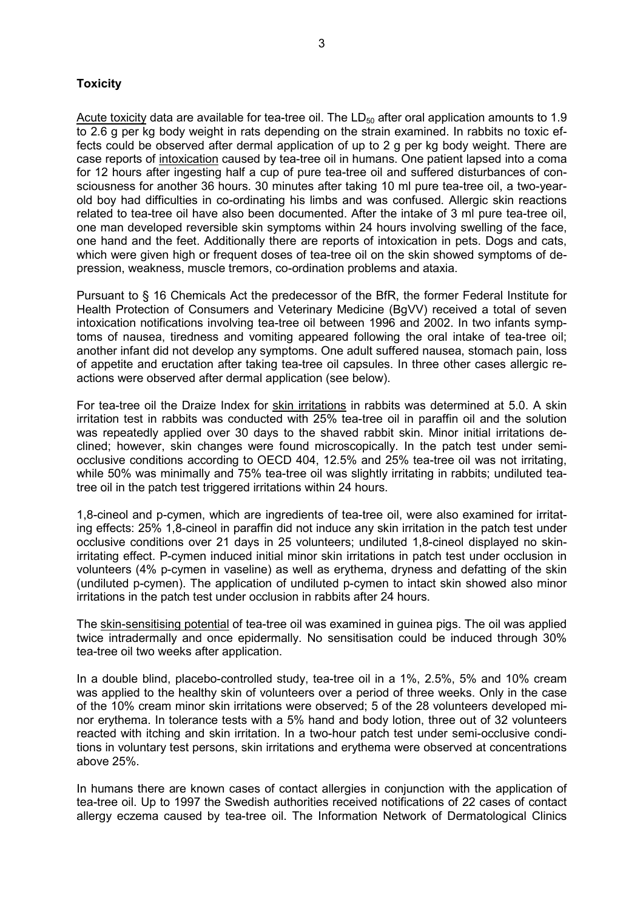**Toxicity**

<u>Acute toxicity</u> data are available for tea-tree oil. The $LD_{50}$ after oral application amounts to 1.9 to 2.6 g per kg body weight in rats depending on the strain examined. In rabbits no toxic effects could be observed after dermal application of up to 2 g per kg body weight. There are case reports of <u>intoxication</u> caused by tea-tree oil in humans. One patient lapsed into a coma for 12 hours after ingesting half a cup of pure tea-tree oil and suffered disturbances of consciousness for another 36 hours. 30 minutes after taking 10 ml pure tea-tree oil, a two-year-old boy had difficulties in co-ordinating his limbs and was confused. Allergic skin reactions related to tea-tree oil have also been documented. After the intake of 3 ml pure tea-tree oil, one man developed reversible skin symptoms within 24 hours involving swelling of the face, one hand and the feet. Additionally there are reports of intoxication in pets. Dogs and cats, which were given high or frequent doses of tea-tree oil on the skin showed symptoms of depression, weakness, muscle tremors, co-ordination problems and ataxia.

Pursuant to § 16 Chemicals Act the predecessor of the BfR, the former Federal Institute for Health Protection of Consumers and Veterinary Medicine (BgVV) received a total of seven intoxication notifications involving tea-tree oil between 1996 and 2002. In two infants symptoms of nausea, tiredness and vomiting appeared following the oral intake of tea-tree oil; another infant did not develop any symptoms. One adult suffered nausea, stomach pain, loss of appetite and eructation after taking tea-tree oil capsules. In three other cases allergic reactions were observed after dermal application (see below).

For tea-tree oil the Draize Index for <u>skin irritations</u> in rabbits was determined at 5.0. A skin irritation test in rabbits was conducted with 25% tea-tree oil in paraffin oil and the solution was repeatedly applied over 30 days to the shaved rabbit skin. Minor initial irritations declined; however, skin changes were found microscopically. In the patch test under semi-occlusive conditions according to OECD 404, 12.5% and 25% tea-tree oil was not irritating, while 50% was minimally and 75% tea-tree oil was slightly irritating in rabbits; undiluted tea-tree oil in the patch test triggered irritations within 24 hours.

1,8-cineol and p-cymen, which are ingredients of tea-tree oil, were also examined for irritating effects: 25% 1,8-cineol in paraffin did not induce any skin irritation in the patch test under occlusive conditions over 21 days in 25 volunteers; undiluted 1,8-cineol displayed no skin-irritating effect. P-cymen induced initial minor skin irritations in patch test under occlusion in volunteers (4% p-cymen in vaseline) as well as erythema, dryness and defatting of the skin (undiluted p-cymen). The application of undiluted p-cymen to intact skin showed also minor irritations in the patch test under occlusion in rabbits after 24 hours.

The <u>skin-sensitising potential</u> of tea-tree oil was examined in guinea pigs. The oil was applied twice intradermally and once epidermally. No sensitisation could be induced through 30% tea-tree oil two weeks after application.

In a double blind, placebo-controlled study, tea-tree oil in a 1%, 2.5%, 5% and 10% cream was applied to the healthy skin of volunteers over a period of three weeks. Only in the case of the 10% cream minor skin irritations were observed; 5 of the 28 volunteers developed minor erythema. In tolerance tests with a 5% hand and body lotion, three out of 32 volunteers reacted with itching and skin irritation. In a two-hour patch test under semi-occlusive conditions in voluntary test persons, skin irritations and erythema were observed at concentrations above 25%.

In humans there are known cases of contact allergies in conjunction with the application of tea-tree oil. Up to 1997 the Swedish authorities received notifications of 22 cases of contact allergy eczema caused by tea-tree oil. The Information Network of Dermatological Clinics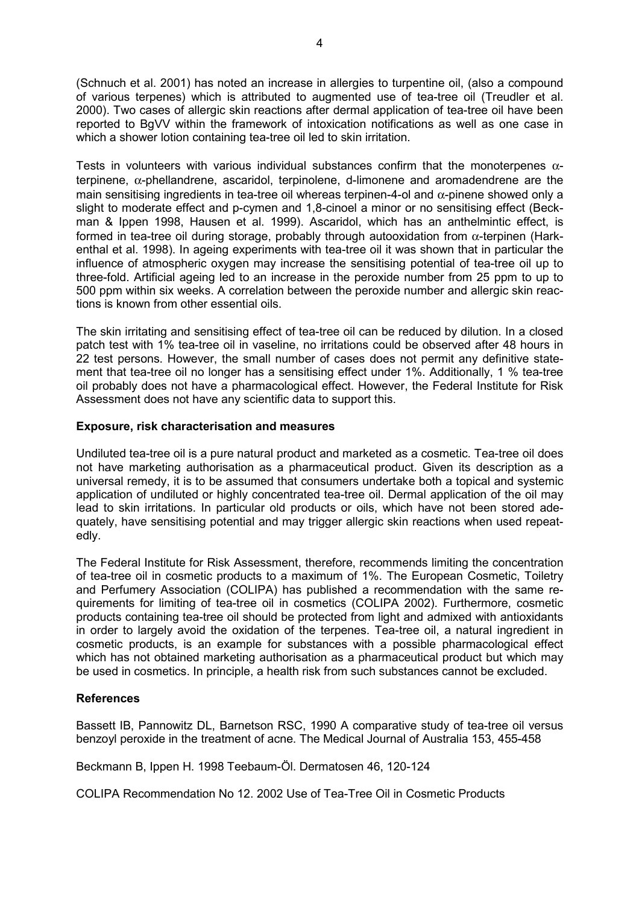(Schnuch et al. 2001) has noted an increase in allergies to turpentine oil, (also a compound of various terpenes) which is attributed to augmented use of tea-tree oil (Treudler et al. 2000). Two cases of allergic skin reactions after dermal application of tea-tree oil have been reported to BgVV within the framework of intoxication notifications as well as one case in which a shower lotion containing tea-tree oil led to skin irritation.

Tests in volunteers with various individual substances confirm that the monoterpenes α-terpinene, α-phellandrene, ascaridol, terpinolene, d-limonene and aromadendrene are the main sensitising ingredients in tea-tree oil whereas terpinen-4-ol and α-pinene showed only a slight to moderate effect and p-cymen and 1,8-cinoel a minor or no sensitising effect (Beckman & Ippen 1998, Hausen et al. 1999). Ascaridol, which has an anthelmintic effect, is formed in tea-tree oil during storage, probably through autooxidation from α-terpinen (Harkenthal et al. 1998). In ageing experiments with tea-tree oil it was shown that in particular the influence of atmospheric oxygen may increase the sensitising potential of tea-tree oil up to three-fold. Artificial ageing led to an increase in the peroxide number from 25 ppm to up to 500 ppm within six weeks. A correlation between the peroxide number and allergic skin reactions is known from other essential oils.

The skin irritating and sensitising effect of tea-tree oil can be reduced by dilution. In a closed patch test with 1% tea-tree oil in vaseline, no irritations could be observed after 48 hours in 22 test persons. However, the small number of cases does not permit any definitive statement that tea-tree oil no longer has a sensitising effect under 1%. Additionally, 1 % tea-tree oil probably does not have a pharmacological effect. However, the Federal Institute for Risk Assessment does not have any scientific data to support this.

## Exposure, risk characterisation and measures

Undiluted tea-tree oil is a pure natural product and marketed as a cosmetic. Tea-tree oil does not have marketing authorisation as a pharmaceutical product. Given its description as a universal remedy, it is to be assumed that consumers undertake both a topical and systemic application of undiluted or highly concentrated tea-tree oil. Dermal application of the oil may lead to skin irritations. In particular old products or oils, which have not been stored adequately, have sensitising potential and may trigger allergic skin reactions when used repeatedly.

The Federal Institute for Risk Assessment, therefore, recommends limiting the concentration of tea-tree oil in cosmetic products to a maximum of 1%. The European Cosmetic, Toiletry and Perfumery Association (COLIPA) has published a recommendation with the same requirements for limiting of tea-tree oil in cosmetics (COLIPA 2002). Furthermore, cosmetic products containing tea-tree oil should be protected from light and admixed with antioxidants in order to largely avoid the oxidation of the terpenes. Tea-tree oil, a natural ingredient in cosmetic products, is an example for substances with a possible pharmacological effect which has not obtained marketing authorisation as a pharmaceutical product but which may be used in cosmetics. In principle, a health risk from such substances cannot be excluded.

## References

Bassett IB, Pannowitz DL, Barnetson RSC, 1990 A comparative study of tea-tree oil versus benzoyl peroxide in the treatment of acne. The Medical Journal of Australia 153, 455-458

Beckmann B, Ippen H. 1998 Teebaum-Öl. Dermatosen 46, 120-124

COLIPA Recommendation No 12. 2002 Use of Tea-Tree Oil in Cosmetic Products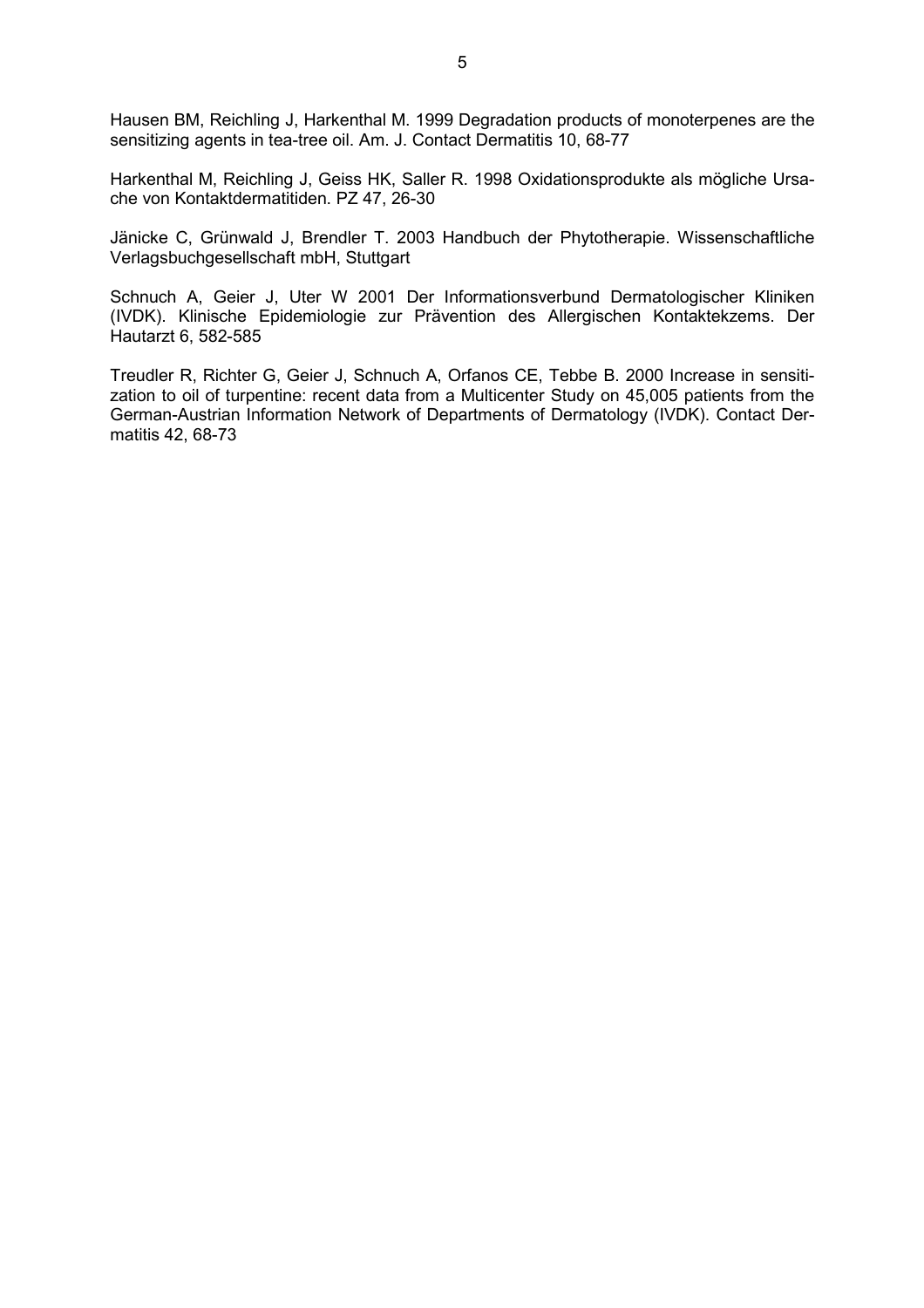Hausen BM, Reichling J, Harkenthal M. 1999 Degradation products of monoterpenes are the sensitizing agents in tea-tree oil. Am. J. Contact Dermatitis 10, 68-77

Harkenthal M, Reichling J, Geiss HK, Saller R. 1998 Oxidationsprodukte als mögliche Ursache von Kontaktdermatitiden. PZ 47, 26-30

Jänicke C, Grünwald J, Brendler T. 2003 Handbuch der Phytotherapie. Wissenschaftliche Verlagsbuchgesellschaft mbH, Stuttgart

Schnuch A, Geier J, Uter W 2001 Der Informationsverbund Dermatologischer Kliniken (IVDK). Klinische Epidemiologie zur Prävention des Allergischen Kontaktekzems. Der Hautarzt 6, 582-585

Treudler R, Richter G, Geier J, Schnuch A, Orfanos CE, Tebbe B. 2000 Increase in sensitization to oil of turpentine: recent data from a Multicenter Study on 45,005 patients from the German-Austrian Information Network of Departments of Dermatology (IVDK). Contact Dermatitis 42, 68-73